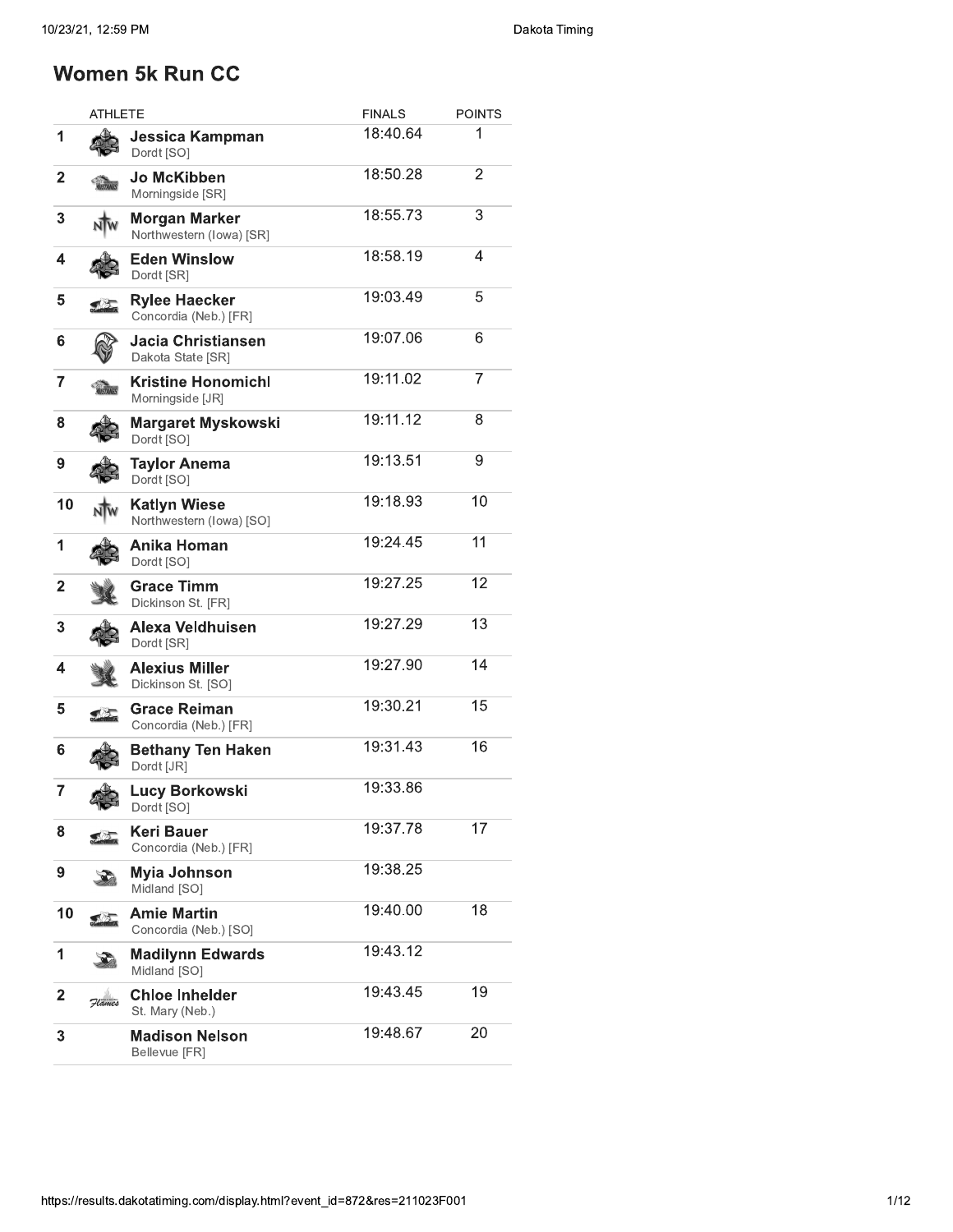# Women 5k Run CC

| | ATHLETE | FINALS | POINTS |
|---|---|---|---|
| 1 | **Jessica Kampman** Dordt [SO] | 18:40.64 | 1 |
| 2 | **Jo McKibben** Morningside [SR] | 18:50.28 | 2 |
| 3 | **Morgan Marker** Northwestern (Iowa) [SR] | 18:55.73 | 3 |
| 4 | **Eden Winslow** Dordt [SR] | 18:58.19 | 4 |
| 5 | **Rylee Haecker** Concordia (Neb.) [FR] | 19:03.49 | 5 |
| 6 | **Jacia Christiansen** Dakota State [SR] | 19:07.06 | 6 |
| 7 | **Kristine Honomichl** Morningside [JR] | 19:11.02 | 7 |
| 8 | **Margaret Myskowski** Dordt [SO] | 19:11.12 | 8 |
| 9 | **Taylor Anema** Dordt [SO] | 19:13.51 | 9 |
| 10 | **Katlyn Wiese** Northwestern (Iowa) [SO] | 19:18.93 | 10 |
| 1 | **Anika Homan** Dordt [SO] | 19:24.45 | 11 |
| 2 | **Grace Timm** Dickinson St. [FR] | 19:27.25 | 12 |
| 3 | **Alexa Veldhuisen** Dordt [SR] | 19:27.29 | 13 |
| 4 | **Alexius Miller** Dickinson St. [SO] | 19:27.90 | 14 |
| 5 | **Grace Reiman** Concordia (Neb.) [FR] | 19:30.21 | 15 |
| 6 | **Bethany Ten Haken** Dordt [JR] | 19:31.43 | 16 |
| 7 | **Lucy Borkowski** Dordt [SO] | 19:33.86 | |
| 8 | **Keri Bauer** Concordia (Neb.) [FR] | 19:37.78 | 17 |
| 9 | **Myia Johnson** Midland [SO] | 19:38.25 | |
| 10 | **Amie Martin** Concordia (Neb.) [SO] | 19:40.00 | 18 |
| 1 | **Madilynn Edwards** Midland [SO] | 19:43.12 | |
| 2 | **Chloe Inhelder** St. Mary (Neb.) | 19:43.45 | 19 |
| 3 | **Madison Nelson** Bellevue [FR] | 19:48.67 | 20 |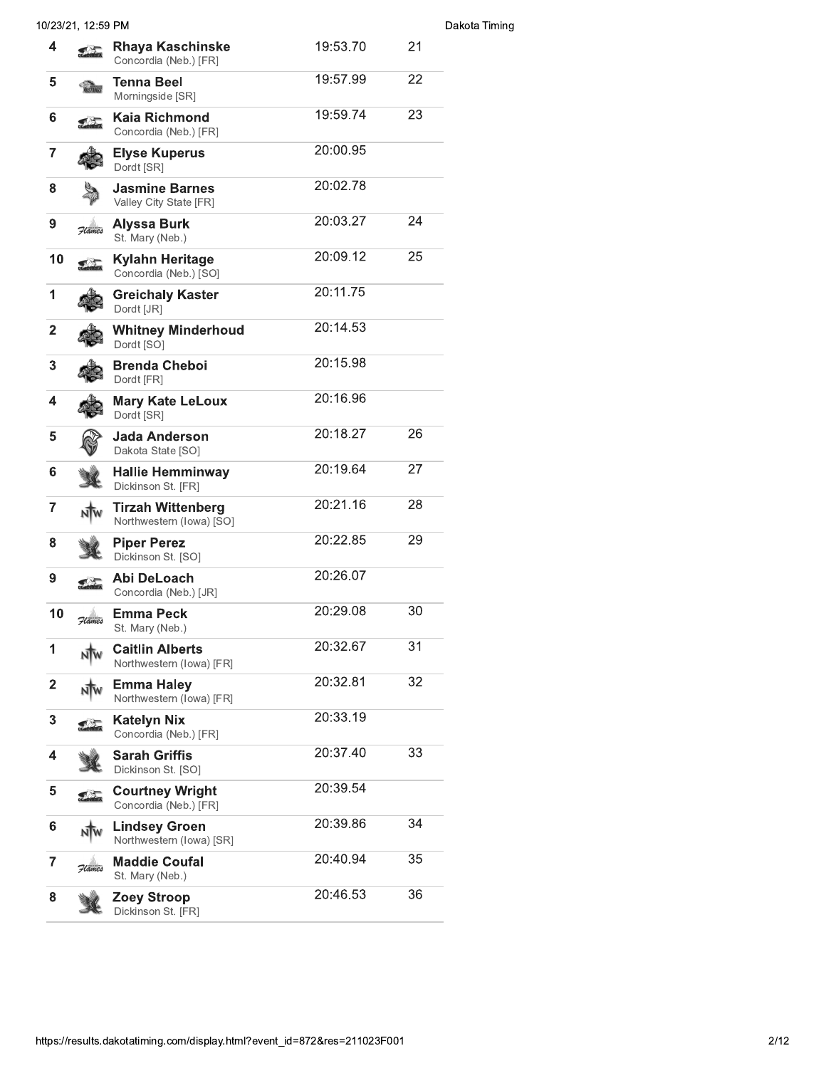| Place | Name | Team | Time | Score |
|---|---|---|---|---|
| 4 | Rhaya Kaschinske | Concordia (Neb.) [FR] | 19:53.70 | 21 |
| 5 | Tenna Beel | Morningside [SR] | 19:57.99 | 22 |
| 6 | Kaia Richmond | Concordia (Neb.) [FR] | 19:59.74 | 23 |
| 7 | Elyse Kuperus | Dordt [SR] | 20:00.95 | |
| 8 | Jasmine Barnes | Valley City State [FR] | 20:02.78 | |
| 9 | Alyssa Burk | St. Mary (Neb.) | 20:03.27 | 24 |
| 10 | Kylahn Heritage | Concordia (Neb.) [SO] | 20:09.12 | 25 |
| 1 | Greichaly Kaster | Dordt [JR] | 20:11.75 | |
| 2 | Whitney Minderhoud | Dordt [SO] | 20:14.53 | |
| 3 | Brenda Cheboi | Dordt [FR] | 20:15.98 | |
| 4 | Mary Kate LeLoux | Dordt [SR] | 20:16.96 | |
| 5 | Jada Anderson | Dakota State [SO] | 20:18.27 | 26 |
| 6 | Hallie Hemminway | Dickinson St. [FR] | 20:19.64 | 27 |
| 7 | Tirzah Wittenberg | Northwestern (Iowa) [SO] | 20:21.16 | 28 |
| 8 | Piper Perez | Dickinson St. [SO] | 20:22.85 | 29 |
| 9 | Abi DeLoach | Concordia (Neb.) [JR] | 20:26.07 | |
| 10 | Emma Peck | St. Mary (Neb.) | 20:29.08 | 30 |
| 1 | Caitlin Alberts | Northwestern (Iowa) [FR] | 20:32.67 | 31 |
| 2 | Emma Haley | Northwestern (Iowa) [FR] | 20:32.81 | 32 |
| 3 | Katelyn Nix | Concordia (Neb.) [FR] | 20:33.19 | |
| 4 | Sarah Griffis | Dickinson St. [SO] | 20:37.40 | 33 |
| 5 | Courtney Wright | Concordia (Neb.) [FR] | 20:39.54 | |
| 6 | Lindsey Groen | Northwestern (Iowa) [SR] | 20:39.86 | 34 |
| 7 | Maddie Coufal | St. Mary (Neb.) | 20:40.94 | 35 |
| 8 | Zoey Stroop | Dickinson St. [FR] | 20:46.53 | 36 |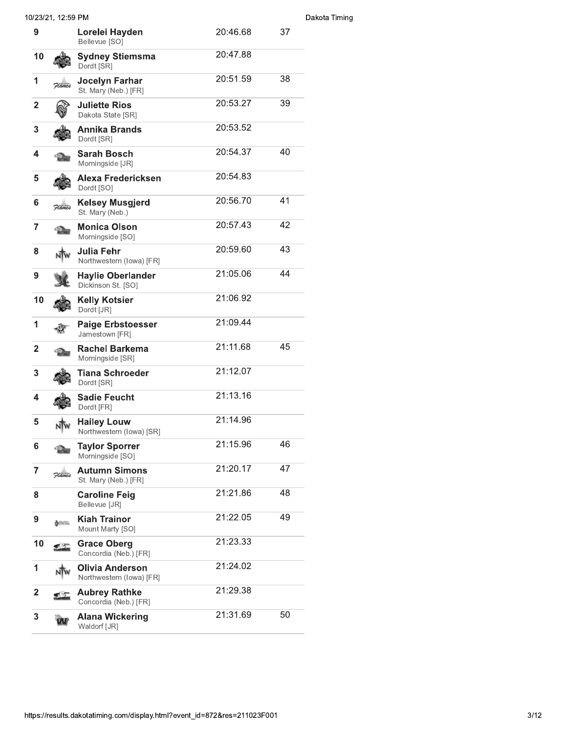| Place | Name | Time | Score |
|---|---|---|---|
| 9 | **Lorelei Hayden**<br>Bellevue [SO] | 20:46.68 | 37 |
| 10 | **Sydney Stiemsma**<br>Dordt [SR] | 20:47.88 | |
| 1 | **Jocelyn Farhar**<br>St. Mary (Neb.) [FR] | 20:51.59 | 38 |
| 2 | **Juliette Rios**<br>Dakota State [SR] | 20:53.27 | 39 |
| 3 | **Annika Brands**<br>Dordt [SR] | 20:53.52 | |
| 4 | **Sarah Bosch**<br>Morningside [JR] | 20:54.37 | 40 |
| 5 | **Alexa Fredericksen**<br>Dordt [SO] | 20:54.83 | |
| 6 | **Kelsey Musgjerd**<br>St. Mary (Neb.) | 20:56.70 | 41 |
| 7 | **Monica Olson**<br>Morningside [SO] | 20:57.43 | 42 |
| 8 | **Julia Fehr**<br>Northwestern (Iowa) [FR] | 20:59.60 | 43 |
| 9 | **Haylie Oberlander**<br>Dickinson St. [SO] | 21:05.06 | 44 |
| 10 | **Kelly Kotsier**<br>Dordt [JR] | 21:06.92 | |
| 1 | **Paige Erbstoesser**<br>Jamestown [FR] | 21:09.44 | |
| 2 | **Rachel Barkema**<br>Morningside [SR] | 21:11.68 | 45 |
| 3 | **Tiana Schroeder**<br>Dordt [SR] | 21:12.07 | |
| 4 | **Sadie Feucht**<br>Dordt [FR] | 21:13.16 | |
| 5 | **Hailey Louw**<br>Northwestern (Iowa) [SR] | 21:14.96 | |
| 6 | **Taylor Sporrer**<br>Morningside [SO] | 21:15.96 | 46 |
| 7 | **Autumn Simons**<br>St. Mary (Neb.) [FR] | 21:20.17 | 47 |
| 8 | **Caroline Feig**<br>Bellevue [JR] | 21:21.86 | 48 |
| 9 | **Kiah Trainor**<br>Mount Marty [SO] | 21:22.05 | 49 |
| 10 | **Grace Oberg**<br>Concordia (Neb.) [FR] | 21:23.33 | |
| 1 | **Olivia Anderson**<br>Northwestern (Iowa) [FR] | 21:24.02 | |
| 2 | **Aubrey Rathke**<br>Concordia (Neb.) [FR] | 21:29.38 | |
| 3 | **Alana Wickering**<br>Waldorf [JR] | 21:31.69 | 50 |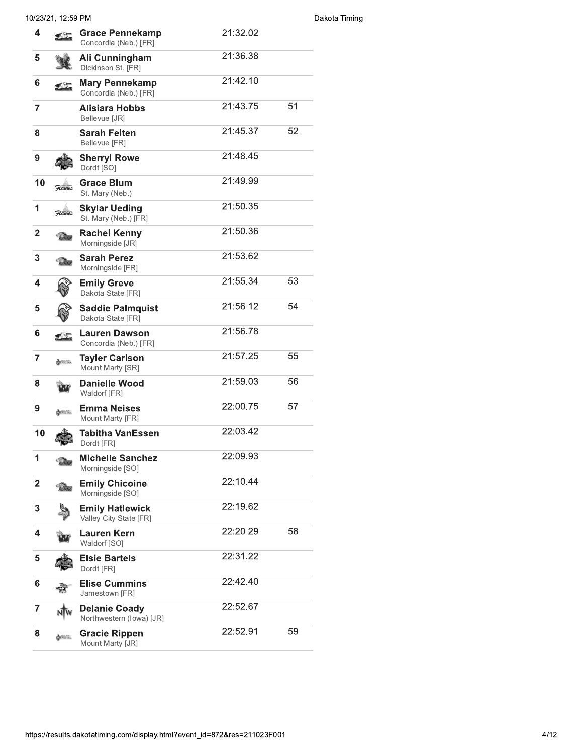| Place | Name | Team | Time | Points |
|---|---|---|---|---|
| 4 | **Grace Pennekamp** | Concordia (Neb.) [FR] | 21:32.02 | |
| 5 | **Ali Cunningham** | Dickinson St. [FR] | 21:36.38 | |
| 6 | **Mary Pennekamp** | Concordia (Neb.) [FR] | 21:42.10 | |
| 7 | **Alisiara Hobbs** | Bellevue [JR] | 21:43.75 | 51 |
| 8 | **Sarah Felten** | Bellevue [FR] | 21:45.37 | 52 |
| 9 | **Sherryl Rowe** | Dordt [SO] | 21:48.45 | |
| 10 | **Grace Blum** | St. Mary (Neb.) | 21:49.99 | |
| 1 | **Skylar Ueding** | St. Mary (Neb.) [FR] | 21:50.35 | |
| 2 | **Rachel Kenny** | Morningside [JR] | 21:50.36 | |
| 3 | **Sarah Perez** | Morningside [FR] | 21:53.62 | |
| 4 | **Emily Greve** | Dakota State [FR] | 21:55.34 | 53 |
| 5 | **Saddie Palmquist** | Dakota State [FR] | 21:56.12 | 54 |
| 6 | **Lauren Dawson** | Concordia (Neb.) [FR] | 21:56.78 | |
| 7 | **Tayler Carlson** | Mount Marty [SR] | 21:57.25 | 55 |
| 8 | **Danielle Wood** | Waldorf [FR] | 21:59.03 | 56 |
| 9 | **Emma Neises** | Mount Marty [FR] | 22:00.75 | 57 |
| 10 | **Tabitha VanEssen** | Dordt [FR] | 22:03.42 | |
| 1 | **Michelle Sanchez** | Morningside [SO] | 22:09.93 | |
| 2 | **Emily Chicoine** | Morningside [SO] | 22:10.44 | |
| 3 | **Emily Hatlewick** | Valley City State [FR] | 22:19.62 | |
| 4 | **Lauren Kern** | Waldorf [SO] | 22:20.29 | 58 |
| 5 | **Elsie Bartels** | Dordt [FR] | 22:31.22 | |
| 6 | **Elise Cummins** | Jamestown [FR] | 22:42.40 | |
| 7 | **Delanie Coady** | Northwestern (Iowa) [JR] | 22:52.67 | |
| 8 | **Gracie Rippen** | Mount Marty [JR] | 22:52.91 | 59 |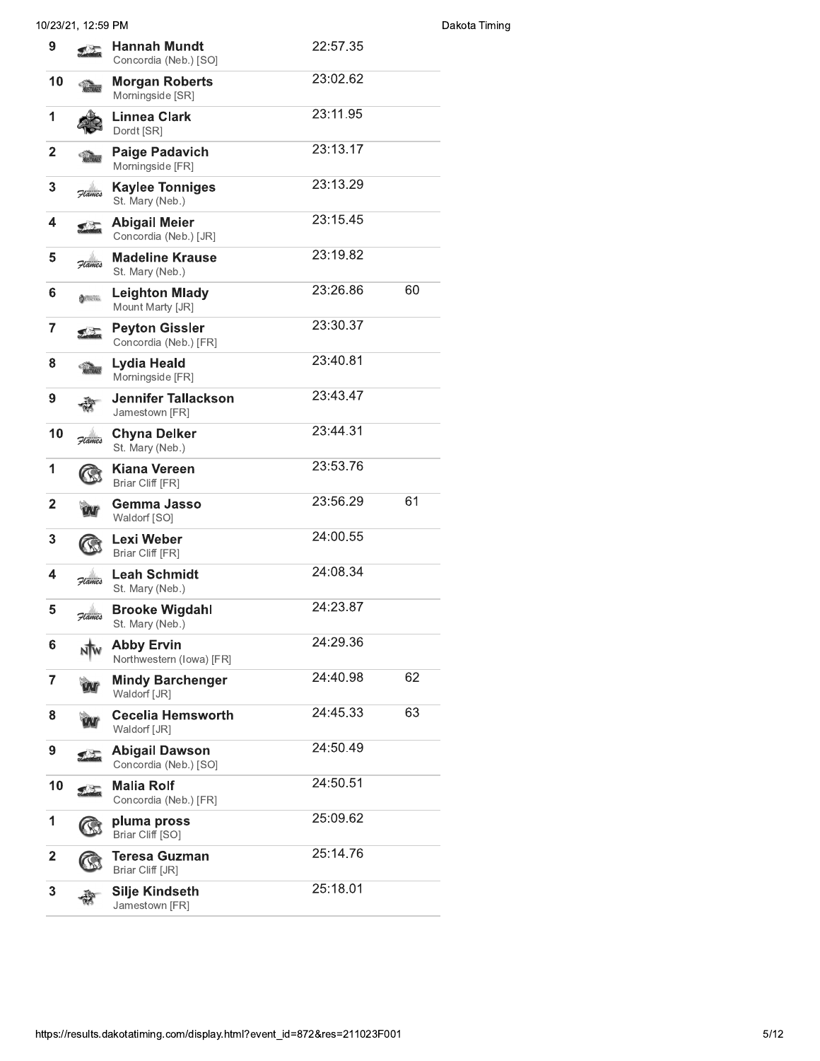| | | | |
|---|---|---|---|
| 9 | **Hannah Mundt**<br>Concordia (Neb.) [SO] | 22:57.35 | |
| 10 | **Morgan Roberts**<br>Morningside [SR] | 23:02.62 | |
| 1 | **Linnea Clark**<br>Dordt [SR] | 23:11.95 | |
| 2 | **Paige Padavich**<br>Morningside [FR] | 23:13.17 | |
| 3 | **Kaylee Tonniges**<br>St. Mary (Neb.) | 23:13.29 | |
| 4 | **Abigail Meier**<br>Concordia (Neb.) [JR] | 23:15.45 | |
| 5 | **Madeline Krause**<br>St. Mary (Neb.) | 23:19.82 | |
| 6 | **Leighton Mlady**<br>Mount Marty [JR] | 23:26.86 | 60 |
| 7 | **Peyton Gissler**<br>Concordia (Neb.) [FR] | 23:30.37 | |
| 8 | **Lydia Heald**<br>Morningside [FR] | 23:40.81 | |
| 9 | **Jennifer Tallackson**<br>Jamestown [FR] | 23:43.47 | |
| 10 | **Chyna Delker**<br>St. Mary (Neb.) | 23:44.31 | |
| 1 | **Kiana Vereen**<br>Briar Cliff [FR] | 23:53.76 | |
| 2 | **Gemma Jasso**<br>Waldorf [SO] | 23:56.29 | 61 |
| 3 | **Lexi Weber**<br>Briar Cliff [FR] | 24:00.55 | |
| 4 | **Leah Schmidt**<br>St. Mary (Neb.) | 24:08.34 | |
| 5 | **Brooke Wigdahl**<br>St. Mary (Neb.) | 24:23.87 | |
| 6 | **Abby Ervin**<br>Northwestern (Iowa) [FR] | 24:29.36 | |
| 7 | **Mindy Barchenger**<br>Waldorf [JR] | 24:40.98 | 62 |
| 8 | **Cecelia Hemsworth**<br>Waldorf [JR] | 24:45.33 | 63 |
| 9 | **Abigail Dawson**<br>Concordia (Neb.) [SO] | 24:50.49 | |
| 10 | **Malia Rolf**<br>Concordia (Neb.) [FR] | 24:50.51 | |
| 1 | **pluma pross**<br>Briar Cliff [SO] | 25:09.62 | |
| 2 | **Teresa Guzman**<br>Briar Cliff [JR] | 25:14.76 | |
| 3 | **Silje Kindseth**<br>Jamestown [FR] | 25:18.01 | |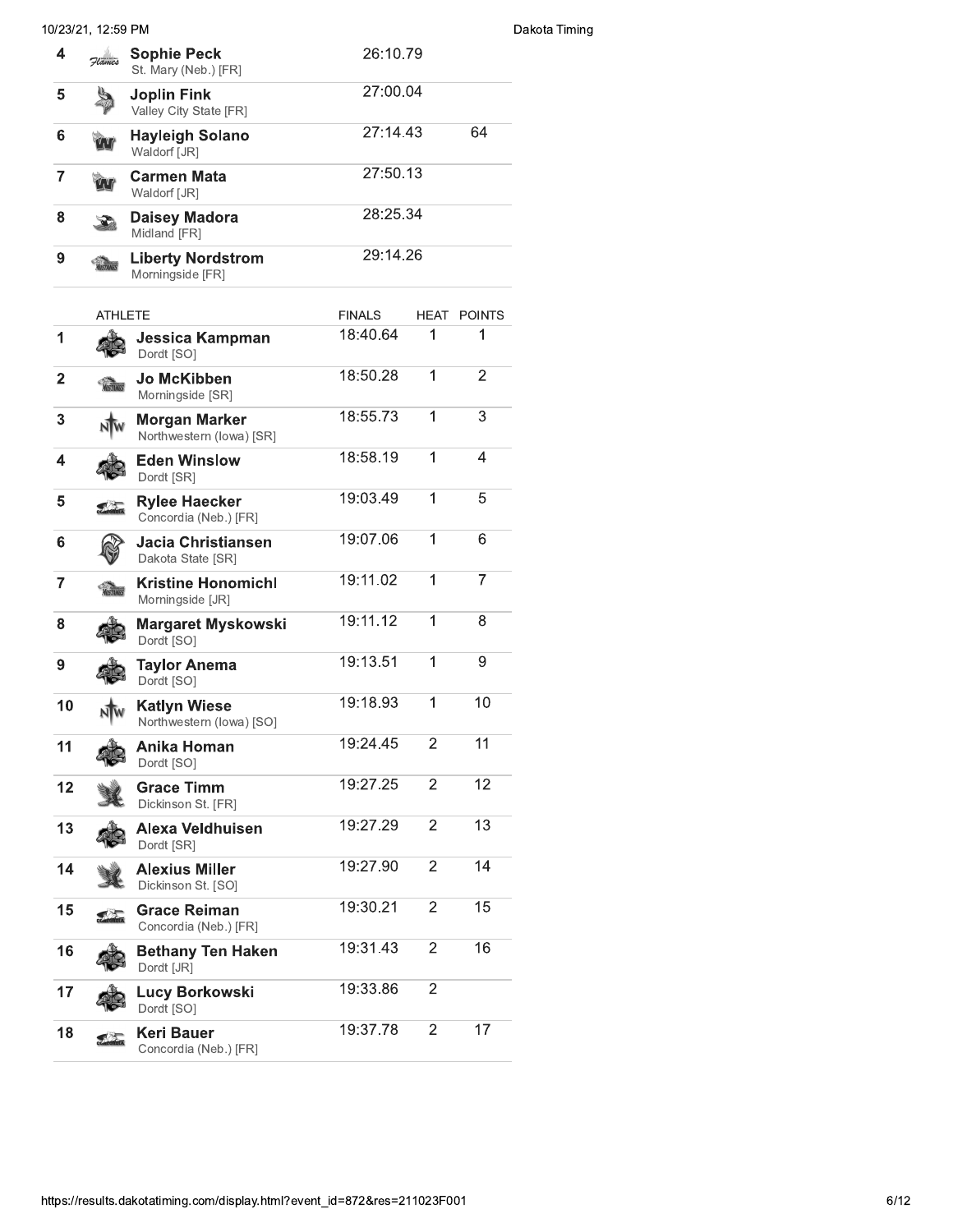| | | | |
|---|---|---|---|
| 4 | **Sophie Peck**<br>St. Mary (Neb.) [FR] | 26:10.79 | |
| 5 | **Joplin Fink**<br>Valley City State [FR] | 27:00.04 | |
| 6 | **Hayleigh Solano**<br>Waldorf [JR] | 27:14.43 | 64 |
| 7 | **Carmen Mata**<br>Waldorf [JR] | 27:50.13 | |
| 8 | **Daisey Madora**<br>Midland [FR] | 28:25.34 | |
| 9 | **Liberty Nordstrom**<br>Morningside [FR] | 29:14.26 | |

| | ATHLETE | FINALS | HEAT | POINTS |
|---|---|---|---|---|
| 1 | **Jessica Kampman**<br>Dordt [SO] | 18:40.64 | 1 | 1 |
| 2 | **Jo McKibben**<br>Morningside [SR] | 18:50.28 | 1 | 2 |
| 3 | **Morgan Marker**<br>Northwestern (Iowa) [SR] | 18:55.73 | 1 | 3 |
| 4 | **Eden Winslow**<br>Dordt [SR] | 18:58.19 | 1 | 4 |
| 5 | **Rylee Haecker**<br>Concordia (Neb.) [FR] | 19:03.49 | 1 | 5 |
| 6 | **Jacia Christiansen**<br>Dakota State [SR] | 19:07.06 | 1 | 6 |
| 7 | **Kristine Honomichl**<br>Morningside [JR] | 19:11.02 | 1 | 7 |
| 8 | **Margaret Myskowski**<br>Dordt [SO] | 19:11.12 | 1 | 8 |
| 9 | **Taylor Anema**<br>Dordt [SO] | 19:13.51 | 1 | 9 |
| 10 | **Katlyn Wiese**<br>Northwestern (Iowa) [SO] | 19:18.93 | 1 | 10 |
| 11 | **Anika Homan**<br>Dordt [SO] | 19:24.45 | 2 | 11 |
| 12 | **Grace Timm**<br>Dickinson St. [FR] | 19:27.25 | 2 | 12 |
| 13 | **Alexa Veldhuisen**<br>Dordt [SR] | 19:27.29 | 2 | 13 |
| 14 | **Alexius Miller**<br>Dickinson St. [SO] | 19:27.90 | 2 | 14 |
| 15 | **Grace Reiman**<br>Concordia (Neb.) [FR] | 19:30.21 | 2 | 15 |
| 16 | **Bethany Ten Haken**<br>Dordt [JR] | 19:31.43 | 2 | 16 |
| 17 | **Lucy Borkowski**<br>Dordt [SO] | 19:33.86 | 2 | |
| 18 | **Keri Bauer**<br>Concordia (Neb.) [FR] | 19:37.78 | 2 | 17 |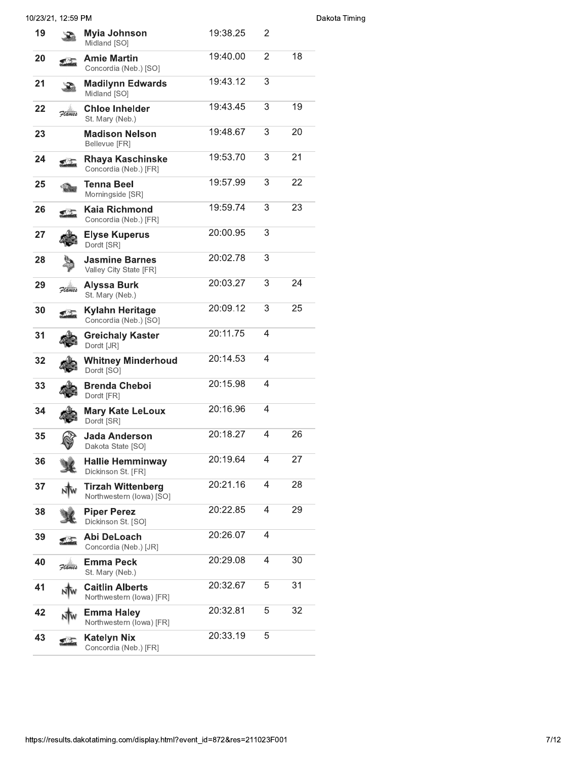| Place | Name | Team | Time | Pack | Score |
|---|---|---|---|---|---|
| 19 | **Myia Johnson** | Midland [SO] | 19:38.25 | 2 | |
| 20 | **Amie Martin** | Concordia (Neb.) [SO] | 19:40.00 | 2 | 18 |
| 21 | **Madilynn Edwards** | Midland [SO] | 19:43.12 | 3 | |
| 22 | **Chloe Inhelder** | St. Mary (Neb.) | 19:43.45 | 3 | 19 |
| 23 | **Madison Nelson** | Bellevue [FR] | 19:48.67 | 3 | 20 |
| 24 | **Rhaya Kaschinske** | Concordia (Neb.) [FR] | 19:53.70 | 3 | 21 |
| 25 | **Tenna Beel** | Morningside [SR] | 19:57.99 | 3 | 22 |
| 26 | **Kaia Richmond** | Concordia (Neb.) [FR] | 19:59.74 | 3 | 23 |
| 27 | **Elyse Kuperus** | Dordt [SR] | 20:00.95 | 3 | |
| 28 | **Jasmine Barnes** | Valley City State [FR] | 20:02.78 | 3 | |
| 29 | **Alyssa Burk** | St. Mary (Neb.) | 20:03.27 | 3 | 24 |
| 30 | **Kylahn Heritage** | Concordia (Neb.) [SO] | 20:09.12 | 3 | 25 |
| 31 | **Greichaly Kaster** | Dordt [JR] | 20:11.75 | 4 | |
| 32 | **Whitney Minderhoud** | Dordt [SO] | 20:14.53 | 4 | |
| 33 | **Brenda Cheboi** | Dordt [FR] | 20:15.98 | 4 | |
| 34 | **Mary Kate LeLoux** | Dordt [SR] | 20:16.96 | 4 | |
| 35 | **Jada Anderson** | Dakota State [SO] | 20:18.27 | 4 | 26 |
| 36 | **Hallie Hemminway** | Dickinson St. [FR] | 20:19.64 | 4 | 27 |
| 37 | **Tirzah Wittenberg** | Northwestern (Iowa) [SO] | 20:21.16 | 4 | 28 |
| 38 | **Piper Perez** | Dickinson St. [SO] | 20:22.85 | 4 | 29 |
| 39 | **Abi DeLoach** | Concordia (Neb.) [JR] | 20:26.07 | 4 | |
| 40 | **Emma Peck** | St. Mary (Neb.) | 20:29.08 | 4 | 30 |
| 41 | **Caitlin Alberts** | Northwestern (Iowa) [FR] | 20:32.67 | 5 | 31 |
| 42 | **Emma Haley** | Northwestern (Iowa) [FR] | 20:32.81 | 5 | 32 |
| 43 | **Katelyn Nix** | Concordia (Neb.) [FR] | 20:33.19 | 5 | |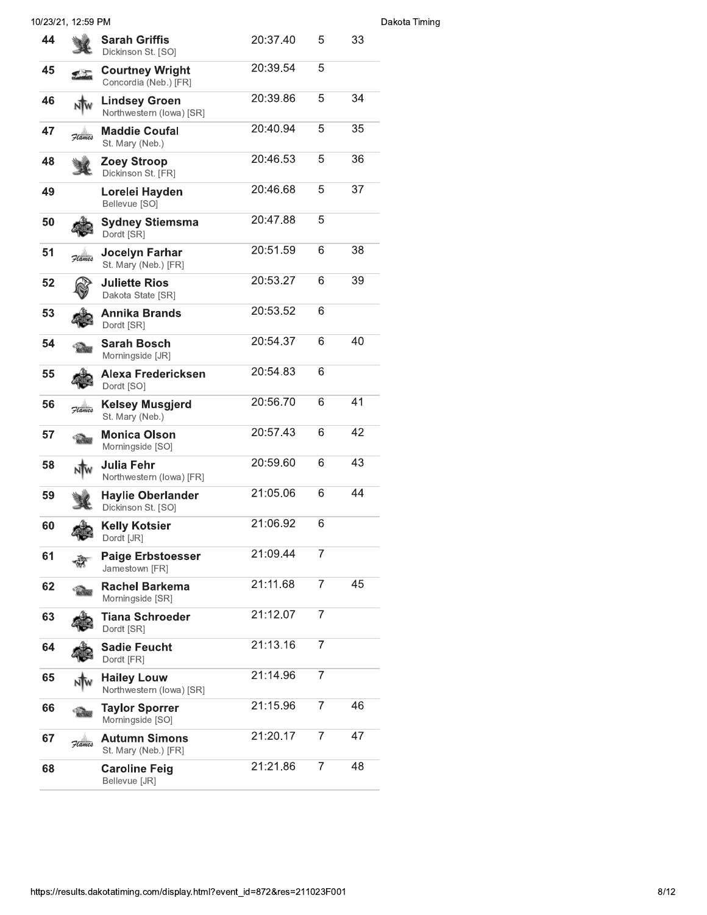| Place | Name | Team | Time | Pace | Score |
|---|---|---|---|---|---|
| 44 | **Sarah Griffis** | Dickinson St. [SO] | 20:37.40 | 5 | 33 |
| 45 | **Courtney Wright** | Concordia (Neb.) [FR] | 20:39.54 | 5 | |
| 46 | **Lindsey Groen** | Northwestern (Iowa) [SR] | 20:39.86 | 5 | 34 |
| 47 | **Maddie Coufal** | St. Mary (Neb.) | 20:40.94 | 5 | 35 |
| 48 | **Zoey Stroop** | Dickinson St. [FR] | 20:46.53 | 5 | 36 |
| 49 | **Lorelei Hayden** | Bellevue [SO] | 20:46.68 | 5 | 37 |
| 50 | **Sydney Stiemsma** | Dordt [SR] | 20:47.88 | 5 | |
| 51 | **Jocelyn Farhar** | St. Mary (Neb.) [FR] | 20:51.59 | 6 | 38 |
| 52 | **Juliette Rios** | Dakota State [SR] | 20:53.27 | 6 | 39 |
| 53 | **Annika Brands** | Dordt [SR] | 20:53.52 | 6 | |
| 54 | **Sarah Bosch** | Morningside [JR] | 20:54.37 | 6 | 40 |
| 55 | **Alexa Fredericksen** | Dordt [SO] | 20:54.83 | 6 | |
| 56 | **Kelsey Musgjerd** | St. Mary (Neb.) | 20:56.70 | 6 | 41 |
| 57 | **Monica Olson** | Morningside [SO] | 20:57.43 | 6 | 42 |
| 58 | **Julia Fehr** | Northwestern (Iowa) [FR] | 20:59.60 | 6 | 43 |
| 59 | **Haylie Oberlander** | Dickinson St. [SO] | 21:05.06 | 6 | 44 |
| 60 | **Kelly Kotsier** | Dordt [JR] | 21:06.92 | 6 | |
| 61 | **Paige Erbstoesser** | Jamestown [FR] | 21:09.44 | 7 | |
| 62 | **Rachel Barkema** | Morningside [SR] | 21:11.68 | 7 | 45 |
| 63 | **Tiana Schroeder** | Dordt [SR] | 21:12.07 | 7 | |
| 64 | **Sadie Feucht** | Dordt [FR] | 21:13.16 | 7 | |
| 65 | **Hailey Louw** | Northwestern (Iowa) [SR] | 21:14.96 | 7 | |
| 66 | **Taylor Sporrer** | Morningside [SO] | 21:15.96 | 7 | 46 |
| 67 | **Autumn Simons** | St. Mary (Neb.) [FR] | 21:20.17 | 7 | 47 |
| 68 | **Caroline Feig** | Bellevue [JR] | 21:21.86 | 7 | 48 |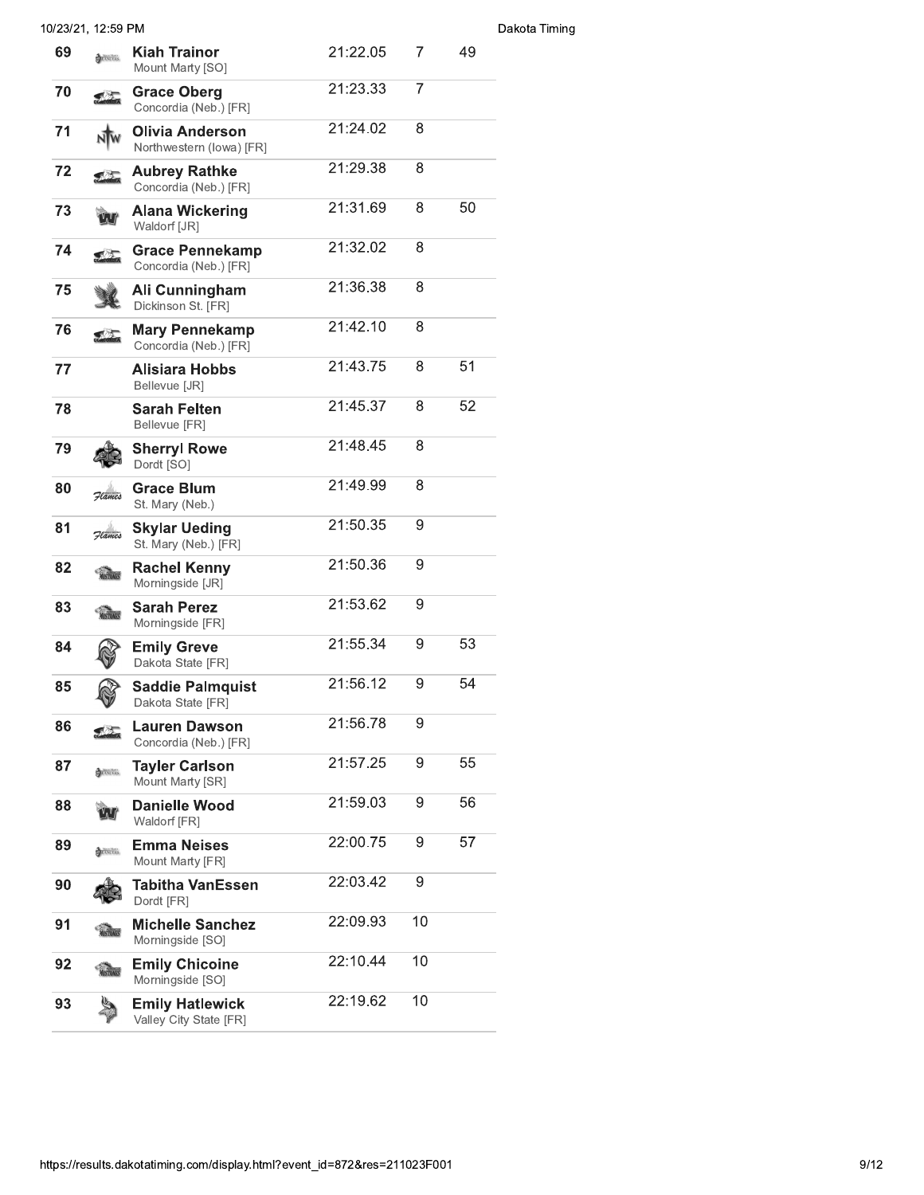| Place | Name | Time | Pace | Team Score |
|---|---|---|---|---|
| 69 | **Kiah Trainor**<br>Mount Marty [SO] | 21:22.05 | 7 | 49 |
| 70 | **Grace Oberg**<br>Concordia (Neb.) [FR] | 21:23.33 | 7 | |
| 71 | **Olivia Anderson**<br>Northwestern (Iowa) [FR] | 21:24.02 | 8 | |
| 72 | **Aubrey Rathke**<br>Concordia (Neb.) [FR] | 21:29.38 | 8 | |
| 73 | **Alana Wickering**<br>Waldorf [JR] | 21:31.69 | 8 | 50 |
| 74 | **Grace Pennekamp**<br>Concordia (Neb.) [FR] | 21:32.02 | 8 | |
| 75 | **Ali Cunningham**<br>Dickinson St. [FR] | 21:36.38 | 8 | |
| 76 | **Mary Pennekamp**<br>Concordia (Neb.) [FR] | 21:42.10 | 8 | |
| 77 | **Alisiara Hobbs**<br>Bellevue [JR] | 21:43.75 | 8 | 51 |
| 78 | **Sarah Felten**<br>Bellevue [FR] | 21:45.37 | 8 | 52 |
| 79 | **Sherryl Rowe**<br>Dordt [SO] | 21:48.45 | 8 | |
| 80 | **Grace Blum**<br>St. Mary (Neb.) | 21:49.99 | 8 | |
| 81 | **Skylar Ueding**<br>St. Mary (Neb.) [FR] | 21:50.35 | 9 | |
| 82 | **Rachel Kenny**<br>Morningside [JR] | 21:50.36 | 9 | |
| 83 | **Sarah Perez**<br>Morningside [FR] | 21:53.62 | 9 | |
| 84 | **Emily Greve**<br>Dakota State [FR] | 21:55.34 | 9 | 53 |
| 85 | **Saddie Palmquist**<br>Dakota State [FR] | 21:56.12 | 9 | 54 |
| 86 | **Lauren Dawson**<br>Concordia (Neb.) [FR] | 21:56.78 | 9 | |
| 87 | **Tayler Carlson**<br>Mount Marty [SR] | 21:57.25 | 9 | 55 |
| 88 | **Danielle Wood**<br>Waldorf [FR] | 21:59.03 | 9 | 56 |
| 89 | **Emma Neises**<br>Mount Marty [FR] | 22:00.75 | 9 | 57 |
| 90 | **Tabitha VanEssen**<br>Dordt [FR] | 22:03.42 | 9 | |
| 91 | **Michelle Sanchez**<br>Morningside [SO] | 22:09.93 | 10 | |
| 92 | **Emily Chicoine**<br>Morningside [SO] | 22:10.44 | 10 | |
| 93 | **Emily Hatlewick**<br>Valley City State [FR] | 22:19.62 | 10 | |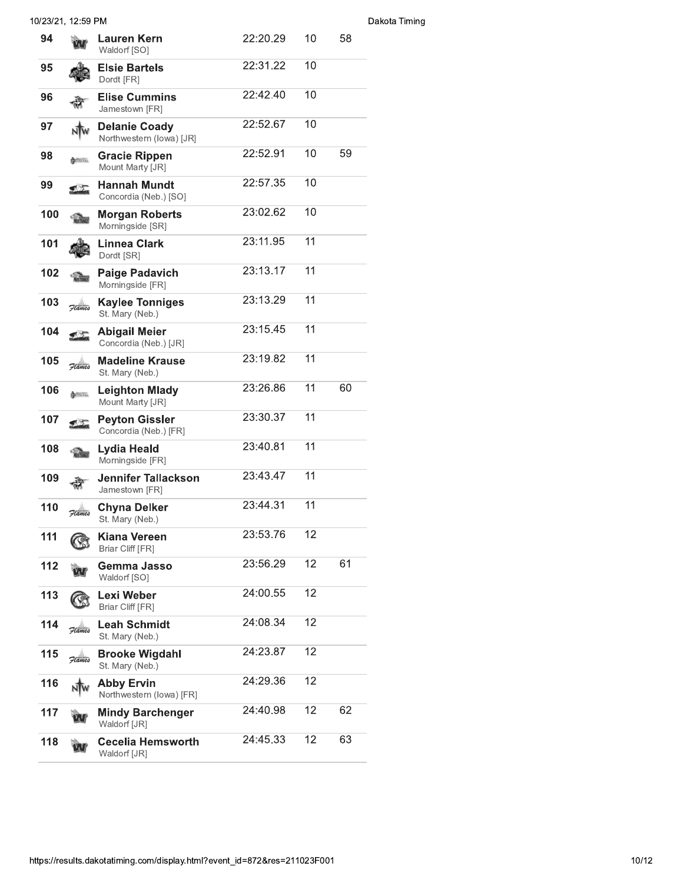| Place | Name | Team | Time | Pace | Score |
|---|---|---|---|---|---|
| 94 | **Lauren Kern** | Waldorf [SO] | 22:20.29 | 10 | 58 |
| 95 | **Elsie Bartels** | Dordt [FR] | 22:31.22 | 10 | |
| 96 | **Elise Cummins** | Jamestown [FR] | 22:42.40 | 10 | |
| 97 | **Delanie Coady** | Northwestern (Iowa) [JR] | 22:52.67 | 10 | |
| 98 | **Gracie Rippen** | Mount Marty [JR] | 22:52.91 | 10 | 59 |
| 99 | **Hannah Mundt** | Concordia (Neb.) [SO] | 22:57.35 | 10 | |
| 100 | **Morgan Roberts** | Morningside [SR] | 23:02.62 | 10 | |
| 101 | **Linnea Clark** | Dordt [SR] | 23:11.95 | 11 | |
| 102 | **Paige Padavich** | Morningside [FR] | 23:13.17 | 11 | |
| 103 | **Kaylee Tonniges** | St. Mary (Neb.) | 23:13.29 | 11 | |
| 104 | **Abigail Meier** | Concordia (Neb.) [JR] | 23:15.45 | 11 | |
| 105 | **Madeline Krause** | St. Mary (Neb.) | 23:19.82 | 11 | |
| 106 | **Leighton Mlady** | Mount Marty [JR] | 23:26.86 | 11 | 60 |
| 107 | **Peyton Gissler** | Concordia (Neb.) [FR] | 23:30.37 | 11 | |
| 108 | **Lydia Heald** | Morningside [FR] | 23:40.81 | 11 | |
| 109 | **Jennifer Tallackson** | Jamestown [FR] | 23:43.47 | 11 | |
| 110 | **Chyna Delker** | St. Mary (Neb.) | 23:44.31 | 11 | |
| 111 | **Kiana Vereen** | Briar Cliff [FR] | 23:53.76 | 12 | |
| 112 | **Gemma Jasso** | Waldorf [SO] | 23:56.29 | 12 | 61 |
| 113 | **Lexi Weber** | Briar Cliff [FR] | 24:00.55 | 12 | |
| 114 | **Leah Schmidt** | St. Mary (Neb.) | 24:08.34 | 12 | |
| 115 | **Brooke Wigdahl** | St. Mary (Neb.) | 24:23.87 | 12 | |
| 116 | **Abby Ervin** | Northwestern (Iowa) [FR] | 24:29.36 | 12 | |
| 117 | **Mindy Barchenger** | Waldorf [JR] | 24:40.98 | 12 | 62 |
| 118 | **Cecelia Hemsworth** | Waldorf [JR] | 24:45.33 | 12 | 63 |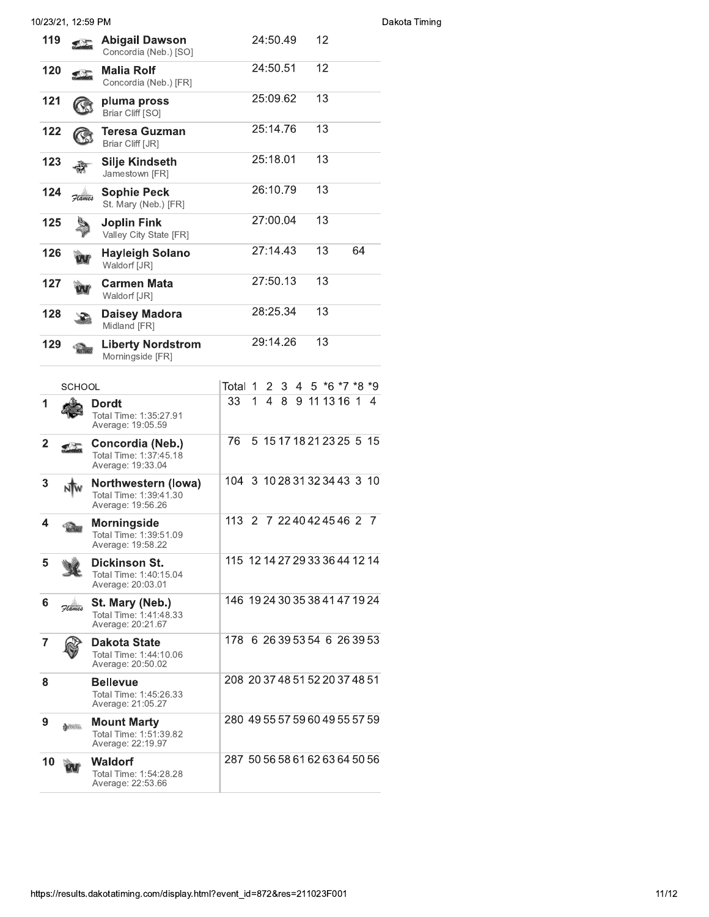| Place | Name | School | Time | Grade/Pack | Team Place |
|---|---|---|---|---|---|
| 119 | **Abigail Dawson** | Concordia (Neb.) [SO] | 24:50.49 | 12 | |
| 120 | **Malia Rolf** | Concordia (Neb.) [FR] | 24:50.51 | 12 | |
| 121 | **pluma pross** | Briar Cliff [SO] | 25:09.62 | 13 | |
| 122 | **Teresa Guzman** | Briar Cliff [JR] | 25:14.76 | 13 | |
| 123 | **Silje Kindseth** | Jamestown [FR] | 25:18.01 | 13 | |
| 124 | **Sophie Peck** | St. Mary (Neb.) [FR] | 26:10.79 | 13 | |
| 125 | **Joplin Fink** | Valley City State [FR] | 27:00.04 | 13 | |
| 126 | **Hayleigh Solano** | Waldorf [JR] | 27:14.43 | 13 | 64 |
| 127 | **Carmen Mata** | Waldorf [JR] | 27:50.13 | 13 | |
| 128 | **Daisey Madora** | Midland [FR] | 28:25.34 | 13 | |
| 129 | **Liberty Nordstrom** | Morningside [FR] | 29:14.26 | 13 | |

| | SCHOOL | Total | 1 | 2 | 3 | 4 | 5 | *6 | *7 | *8 | *9 |
|---|---|---|---|---|---|---|---|---|---|---|---|
| 1 | **Dordt**<br>Total Time: 1:35:27.91<br>Average: 19:05.59 | 33 | 1 | 4 | 8 | 9 | 11 | 13 | 16 | 1 | 4 |
| 2 | **Concordia (Neb.)**<br>Total Time: 1:37:45.18<br>Average: 19:33.04 | 76 | 5 | 15 | 17 | 18 | 21 | 23 | 25 | 5 | 15 |
| 3 | **Northwestern (Iowa)**<br>Total Time: 1:39:41.30<br>Average: 19:56.26 | 104 | 3 | 10 | 28 | 31 | 32 | 34 | 43 | 3 | 10 |
| 4 | **Morningside**<br>Total Time: 1:39:51.09<br>Average: 19:58.22 | 113 | 2 | 7 | 22 | 40 | 42 | 45 | 46 | 2 | 7 |
| 5 | **Dickinson St.**<br>Total Time: 1:40:15.04<br>Average: 20:03.01 | 115 | 12 | 14 | 27 | 29 | 33 | 36 | 44 | 12 | 14 |
| 6 | **St. Mary (Neb.)**<br>Total Time: 1:41:48.33<br>Average: 20:21.67 | 146 | 19 | 24 | 30 | 35 | 38 | 41 | 47 | 19 | 24 |
| 7 | **Dakota State**<br>Total Time: 1:44:10.06<br>Average: 20:50.02 | 178 | 6 | 26 | 39 | 53 | 54 | 6 | 26 | 39 | 53 |
| 8 | **Bellevue**<br>Total Time: 1:45:26.33<br>Average: 21:05.27 | 208 | 20 | 37 | 48 | 51 | 52 | 20 | 37 | 48 | 51 |
| 9 | **Mount Marty**<br>Total Time: 1:51:39.82<br>Average: 22:19.97 | 280 | 49 | 55 | 57 | 59 | 60 | 49 | 55 | 57 | 59 |
| 10 | **Waldorf**<br>Total Time: 1:54:28.28<br>Average: 22:53.66 | 287 | 50 | 56 | 58 | 61 | 62 | 63 | 64 | 50 | 56 |